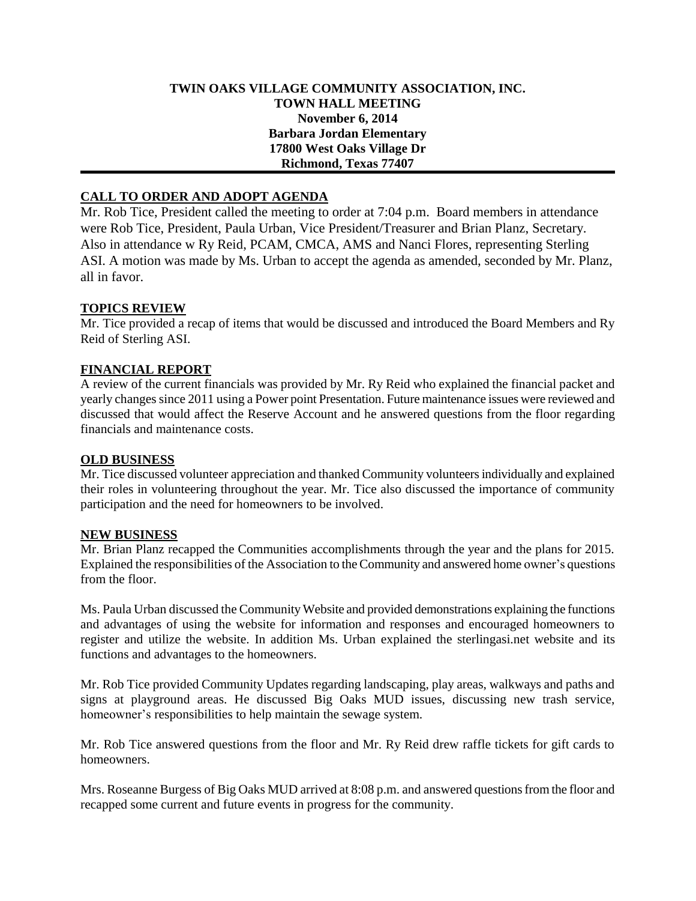**TWIN OAKS VILLAGE COMMUNITY ASSOCIATION, INC.**
**TOWN HALL MEETING**
**November 6, 2014**
**Barbara Jordan Elementary**
**17800 West Oaks Village Dr**
**Richmond, Texas 77407**

---

## CALL TO ORDER AND ADOPT AGENDA

Mr. Rob Tice, President called the meeting to order at 7:04 p.m. Board members in attendance were Rob Tice, President, Paula Urban, Vice President/Treasurer and Brian Planz, Secretary. Also in attendance w Ry Reid, PCAM, CMCA, AMS and Nanci Flores, representing Sterling ASI. A motion was made by Ms. Urban to accept the agenda as amended, seconded by Mr. Planz, all in favor.

## TOPICS REVIEW

Mr. Tice provided a recap of items that would be discussed and introduced the Board Members and Ry Reid of Sterling ASI.

## FINANCIAL REPORT

A review of the current financials was provided by Mr. Ry Reid who explained the financial packet and yearly changes since 2011 using a Power point Presentation. Future maintenance issues were reviewed and discussed that would affect the Reserve Account and he answered questions from the floor regarding financials and maintenance costs.

## OLD BUSINESS

Mr. Tice discussed volunteer appreciation and thanked Community volunteers individually and explained their roles in volunteering throughout the year. Mr. Tice also discussed the importance of community participation and the need for homeowners to be involved.

## NEW BUSINESS

Mr. Brian Planz recapped the Communities accomplishments through the year and the plans for 2015. Explained the responsibilities of the Association to the Community and answered home owner's questions from the floor.

Ms. Paula Urban discussed the Community Website and provided demonstrations explaining the functions and advantages of using the website for information and responses and encouraged homeowners to register and utilize the website. In addition Ms. Urban explained the sterlingasi.net website and its functions and advantages to the homeowners.

Mr. Rob Tice provided Community Updates regarding landscaping, play areas, walkways and paths and signs at playground areas. He discussed Big Oaks MUD issues, discussing new trash service, homeowner's responsibilities to help maintain the sewage system.

Mr. Rob Tice answered questions from the floor and Mr. Ry Reid drew raffle tickets for gift cards to homeowners.

Mrs. Roseanne Burgess of Big Oaks MUD arrived at 8:08 p.m. and answered questions from the floor and recapped some current and future events in progress for the community.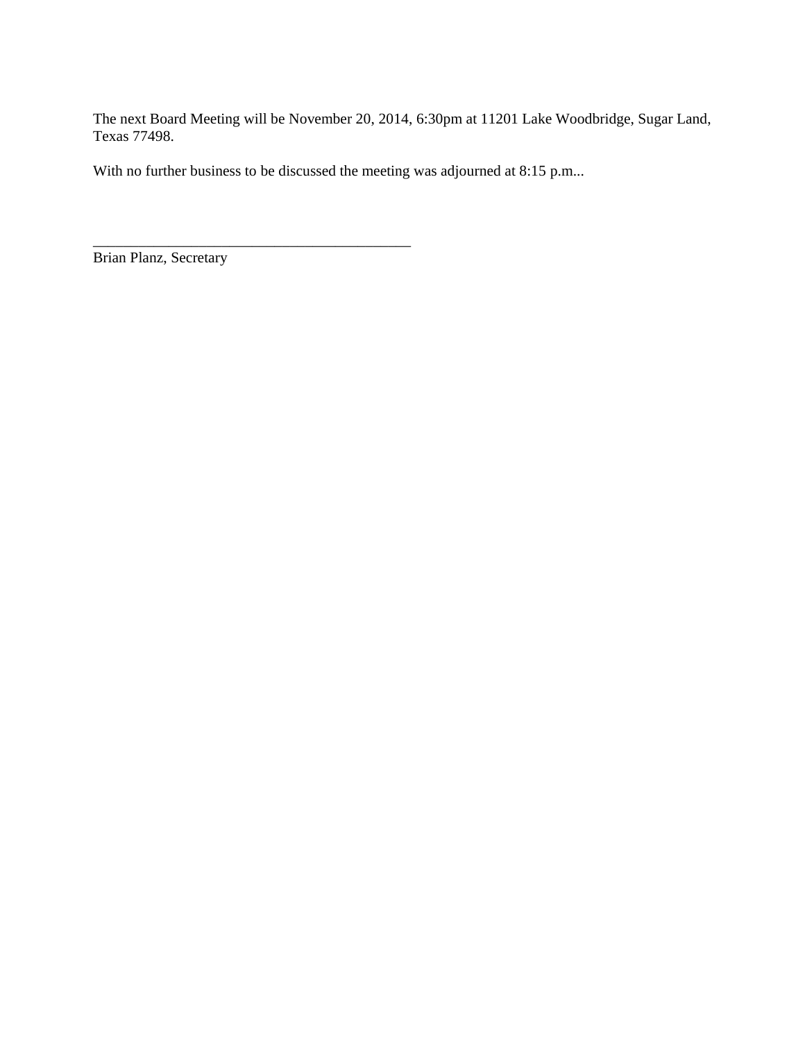The next Board Meeting will be November 20, 2014, 6:30pm at 11201 Lake Woodbridge, Sugar Land, Texas 77498.

With no further business to be discussed the meeting was adjourned at 8:15 p.m...

_____________________________________________

Brian Planz, Secretary